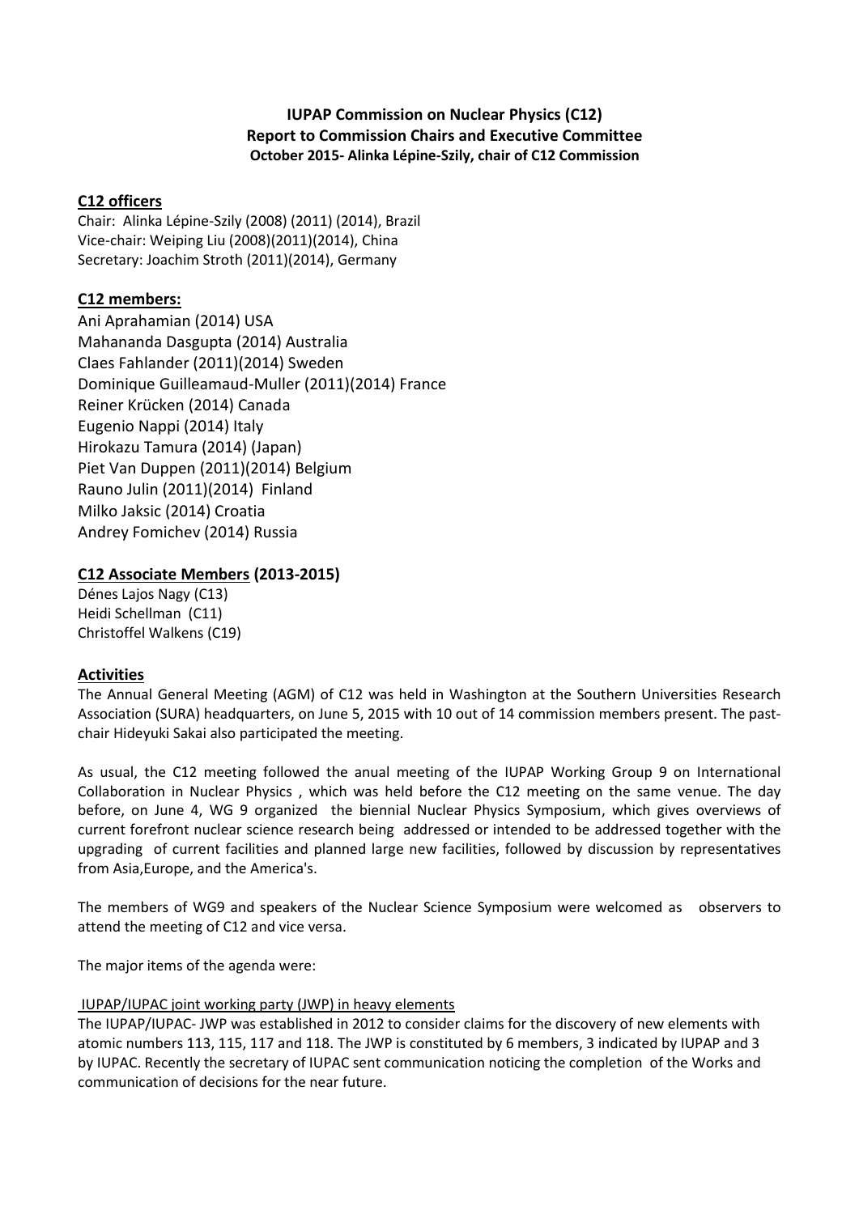**IUPAP Commission on Nuclear Physics (C12)**
**Report to Commission Chairs and Executive Committee**
**October 2015- Alinka Lépine-Szily, chair of C12 Commission**

## C12 officers

Chair: Alinka Lépine-Szily (2008) (2011) (2014), Brazil
Vice-chair: Weiping Liu (2008)(2011)(2014), China
Secretary: Joachim Stroth (2011)(2014), Germany

## C12 members:

Ani Aprahamian (2014) USA
Mahananda Dasgupta (2014) Australia
Claes Fahlander (2011)(2014) Sweden
Dominique Guilleamaud-Muller (2011)(2014) France
Reiner Krücken (2014) Canada
Eugenio Nappi (2014) Italy
Hirokazu Tamura (2014) (Japan)
Piet Van Duppen (2011)(2014) Belgium
Rauno Julin (2011)(2014) Finland
Milko Jaksic (2014) Croatia
Andrey Fomichev (2014) Russia

## C12 Associate Members (2013-2015)

Dénes Lajos Nagy (C13)
Heidi Schellman (C11)
Christoffel Walkens (C19)

## Activities

The Annual General Meeting (AGM) of C12 was held in Washington at the Southern Universities Research Association (SURA) headquarters, on June 5, 2015 with 10 out of 14 commission members present. The past-chair Hideyuki Sakai also participated the meeting.

As usual, the C12 meeting followed the anual meeting of the IUPAP Working Group 9 on International Collaboration in Nuclear Physics , which was held before the C12 meeting on the same venue. The day before, on June 4, WG 9 organized the biennial Nuclear Physics Symposium, which gives overviews of current forefront nuclear science research being addressed or intended to be addressed together with the upgrading of current facilities and planned large new facilities, followed by discussion by representatives from Asia,Europe, and the America's.

The members of WG9 and speakers of the Nuclear Science Symposium were welcomed as observers to attend the meeting of C12 and vice versa.

The major items of the agenda were:

IUPAP/IUPAC joint working party (JWP) in heavy elements

The IUPAP/IUPAC- JWP was established in 2012 to consider claims for the discovery of new elements with atomic numbers 113, 115, 117 and 118. The JWP is constituted by 6 members, 3 indicated by IUPAP and 3 by IUPAC. Recently the secretary of IUPAC sent communication noticing the completion of the Works and communication of decisions for the near future.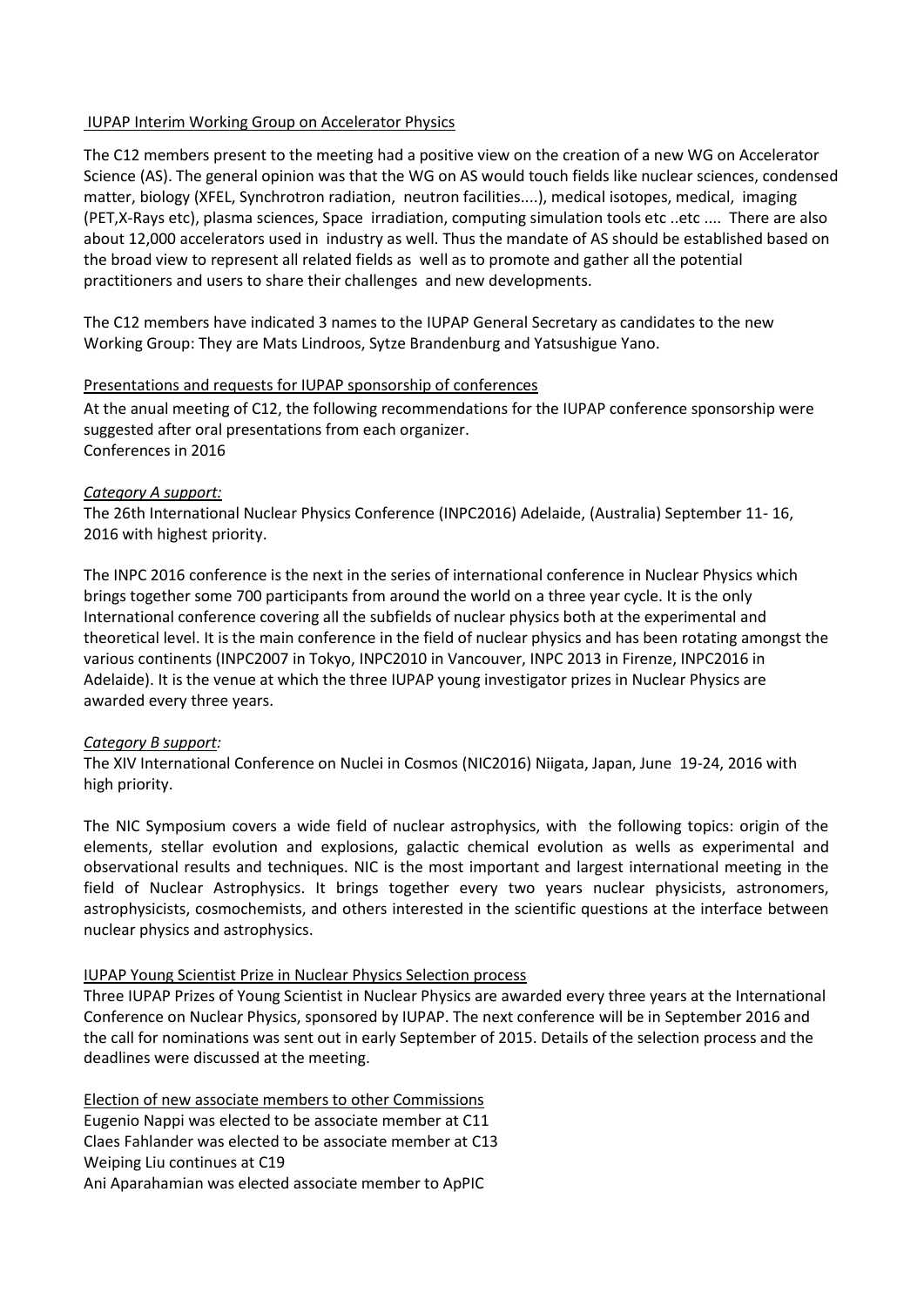IUPAP Interim Working Group on Accelerator Physics

The C12 members present to the meeting had a positive view on the creation of a new WG on Accelerator Science (AS). The general opinion was that the WG on AS would touch fields like nuclear sciences, condensed matter, biology (XFEL, Synchrotron radiation, neutron facilities....), medical isotopes, medical, imaging (PET,X-Rays etc), plasma sciences, Space irradiation, computing simulation tools etc ..etc .... There are also about 12,000 accelerators used in industry as well. Thus the mandate of AS should be established based on the broad view to represent all related fields as well as to promote and gather all the potential practitioners and users to share their challenges and new developments.

The C12 members have indicated 3 names to the IUPAP General Secretary as candidates to the new Working Group: They are Mats Lindroos, Sytze Brandenburg and Yatsushigue Yano.

Presentations and requests for IUPAP sponsorship of conferences

At the anual meeting of C12, the following recommendations for the IUPAP conference sponsorship were suggested after oral presentations from each organizer.
Conferences in 2016

*Category A support:*

The 26th International Nuclear Physics Conference (INPC2016) Adelaide, (Australia) September 11- 16, 2016 with highest priority.

The INPC 2016 conference is the next in the series of international conference in Nuclear Physics which brings together some 700 participants from around the world on a three year cycle. It is the only International conference covering all the subfields of nuclear physics both at the experimental and theoretical level. It is the main conference in the field of nuclear physics and has been rotating amongst the various continents (INPC2007 in Tokyo, INPC2010 in Vancouver, INPC 2013 in Firenze, INPC2016 in Adelaide). It is the venue at which the three IUPAP young investigator prizes in Nuclear Physics are awarded every three years.

*Category B support:*

The XIV International Conference on Nuclei in Cosmos (NIC2016) Niigata, Japan, June 19-24, 2016 with high priority.

The NIC Symposium covers a wide field of nuclear astrophysics, with the following topics: origin of the elements, stellar evolution and explosions, galactic chemical evolution as wells as experimental and observational results and techniques. NIC is the most important and largest international meeting in the field of Nuclear Astrophysics. It brings together every two years nuclear physicists, astronomers, astrophysicists, cosmochemists, and others interested in the scientific questions at the interface between nuclear physics and astrophysics.

IUPAP Young Scientist Prize in Nuclear Physics Selection process

Three IUPAP Prizes of Young Scientist in Nuclear Physics are awarded every three years at the International Conference on Nuclear Physics, sponsored by IUPAP. The next conference will be in September 2016 and the call for nominations was sent out in early September of 2015. Details of the selection process and the deadlines were discussed at the meeting.

Election of new associate members to other Commissions

Eugenio Nappi was elected to be associate member at C11
Claes Fahlander was elected to be associate member at C13
Weiping Liu continues at C19
Ani Aparahamian was elected associate member to ApPIC